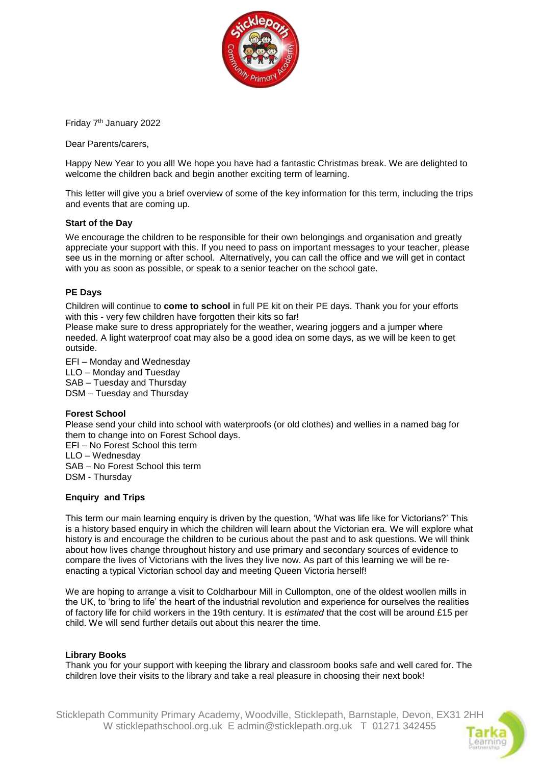Friday 7th January 2022

Dear Parents/carers,

Happy New Year to you all! We hope you have had a fantastic Christmas break. We are delighted to welcome the children back and begin another exciting term of learning.

This letter will give you a brief overview of some of the key information for this term, including the trips and events that are coming up.

**Start of the Day**

We encourage the children to be responsible for their own belongings and organisation and greatly appreciate your support with this. If you need to pass on important messages to your teacher, please see us in the morning or after school. Alternatively, you can call the office and we will get in contact with you as soon as possible, or speak to a senior teacher on the school gate.

**PE Days**

Children will continue to **come to school** in full PE kit on their PE days. Thank you for your efforts with this - very few children have forgotten their kits so far!

Please make sure to dress appropriately for the weather, wearing joggers and a jumper where needed. A light waterproof coat may also be a good idea on some days, as we will be keen to get outside.

EFI – Monday and Wednesday
LLO – Monday and Tuesday
SAB – Tuesday and Thursday
DSM – Tuesday and Thursday

**Forest School**

Please send your child into school with waterproofs (or old clothes) and wellies in a named bag for them to change into on Forest School days.

EFI – No Forest School this term
LLO – Wednesday
SAB – No Forest School this term
DSM - Thursday

**Enquiry and Trips**

This term our main learning enquiry is driven by the question, 'What was life like for Victorians?' This is a history based enquiry in which the children will learn about the Victorian era. We will explore what history is and encourage the children to be curious about the past and to ask questions. We will think about how lives change throughout history and use primary and secondary sources of evidence to compare the lives of Victorians with the lives they live now. As part of this learning we will be re-enacting a typical Victorian school day and meeting Queen Victoria herself!

We are hoping to arrange a visit to Coldharbour Mill in Cullompton, one of the oldest woollen mills in the UK, to 'bring to life' the heart of the industrial revolution and experience for ourselves the realities of factory life for child workers in the 19th century. It is *estimated* that the cost will be around £15 per child. We will send further details out about this nearer the time.

**Library Books**

Thank you for your support with keeping the library and classroom books safe and well cared for. The children love their visits to the library and take a real pleasure in choosing their next book!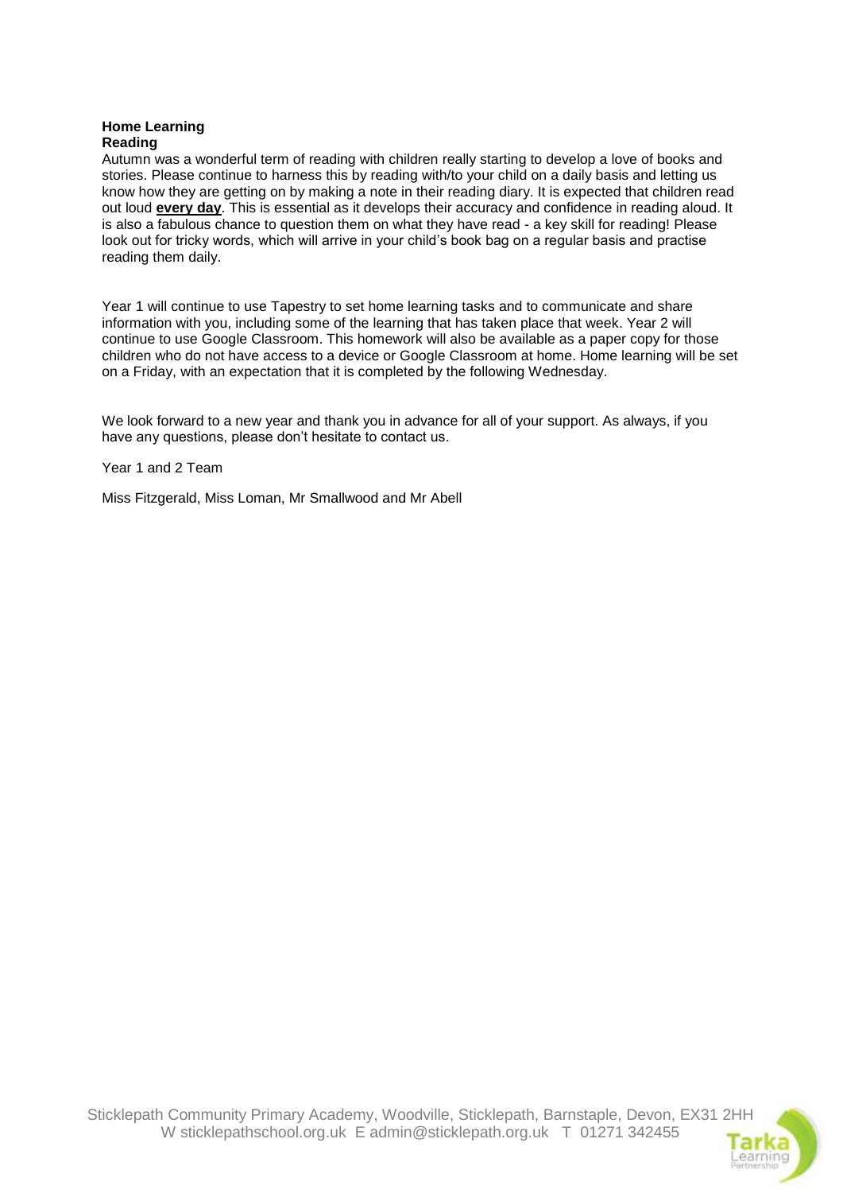**Home Learning**

**Reading**

Autumn was a wonderful term of reading with children really starting to develop a love of books and stories. Please continue to harness this by reading with/to your child on a daily basis and letting us know how they are getting on by making a note in their reading diary. It is expected that children read out loud **every day**. This is essential as it develops their accuracy and confidence in reading aloud. It is also a fabulous chance to question them on what they have read - a key skill for reading! Please look out for tricky words, which will arrive in your child's book bag on a regular basis and practise reading them daily.

Year 1 will continue to use Tapestry to set home learning tasks and to communicate and share information with you, including some of the learning that has taken place that week. Year 2 will continue to use Google Classroom. This homework will also be available as a paper copy for those children who do not have access to a device or Google Classroom at home. Home learning will be set on a Friday, with an expectation that it is completed by the following Wednesday.

We look forward to a new year and thank you in advance for all of your support. As always, if you have any questions, please don't hesitate to contact us.

Year 1 and 2 Team

Miss Fitzgerald, Miss Loman, Mr Smallwood and Mr Abell